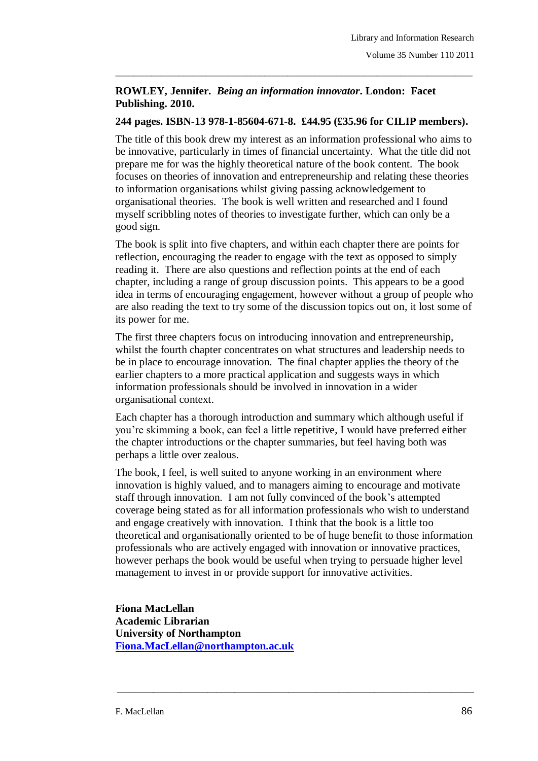**ROWLEY, Jennifer.** ***Being an information innovator*****. London: Facet Publishing. 2010.**

**244 pages. ISBN-13 978-1-85604-671-8. £44.95 (£35.96 for CILIP members).**

The title of this book drew my interest as an information professional who aims to be innovative, particularly in times of financial uncertainty. What the title did not prepare me for was the highly theoretical nature of the book content. The book focuses on theories of innovation and entrepreneurship and relating these theories to information organisations whilst giving passing acknowledgement to organisational theories. The book is well written and researched and I found myself scribbling notes of theories to investigate further, which can only be a good sign.

The book is split into five chapters, and within each chapter there are points for reflection, encouraging the reader to engage with the text as opposed to simply reading it. There are also questions and reflection points at the end of each chapter, including a range of group discussion points. This appears to be a good idea in terms of encouraging engagement, however without a group of people who are also reading the text to try some of the discussion topics out on, it lost some of its power for me.

The first three chapters focus on introducing innovation and entrepreneurship, whilst the fourth chapter concentrates on what structures and leadership needs to be in place to encourage innovation. The final chapter applies the theory of the earlier chapters to a more practical application and suggests ways in which information professionals should be involved in innovation in a wider organisational context.

Each chapter has a thorough introduction and summary which although useful if you're skimming a book, can feel a little repetitive, I would have preferred either the chapter introductions or the chapter summaries, but feel having both was perhaps a little over zealous.

The book, I feel, is well suited to anyone working in an environment where innovation is highly valued, and to managers aiming to encourage and motivate staff through innovation. I am not fully convinced of the book's attempted coverage being stated as for all information professionals who wish to understand and engage creatively with innovation. I think that the book is a little too theoretical and organisationally oriented to be of huge benefit to those information professionals who are actively engaged with innovation or innovative practices, however perhaps the book would be useful when trying to persuade higher level management to invest in or provide support for innovative activities.

**Fiona MacLellan**
**Academic Librarian**
**University of Northampton**
**Fiona.MacLellan@northampton.ac.uk**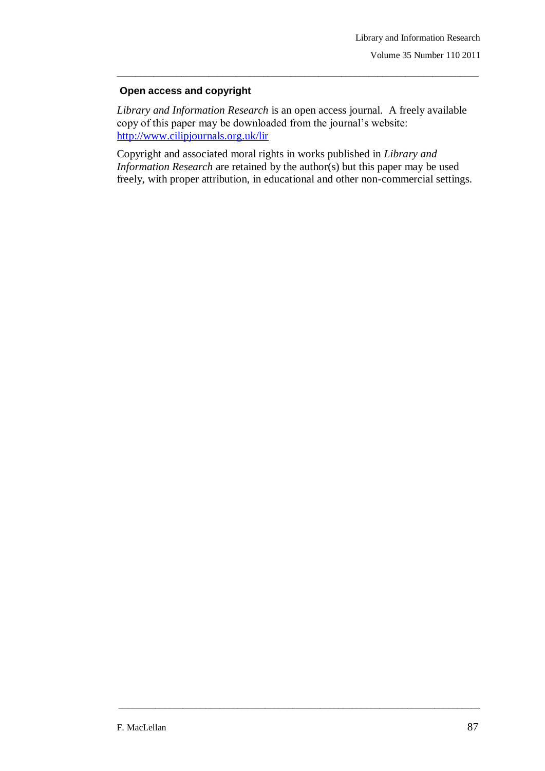**Open access and copyright**

*Library and Information Research* is an open access journal. A freely available copy of this paper may be downloaded from the journal's website: [http://www.cilipjournals.org.uk/lir](http://www.cilipjournals.org.uk/lir)

Copyright and associated moral rights in works published in *Library and Information Research* are retained by the author(s) but this paper may be used freely, with proper attribution, in educational and other non-commercial settings.